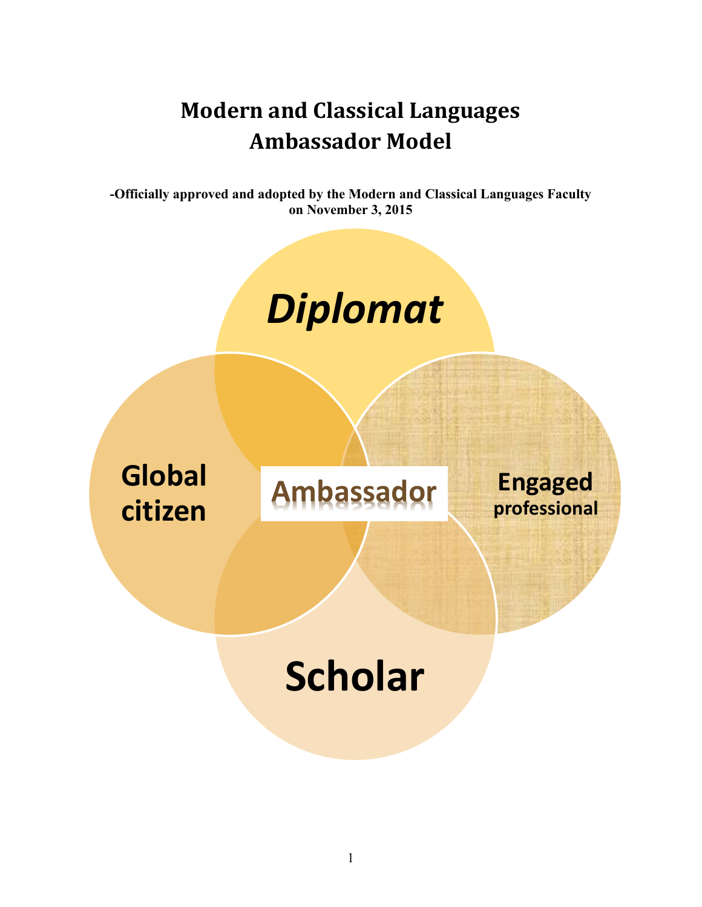# Modern and Classical Languages Ambassador Model

**-Officially approved and adopted by the Modern and Classical Languages Faculty on November 3, 2015**

*Diplomat*

Global citizen

Ambassador

Engaged professional

Scholar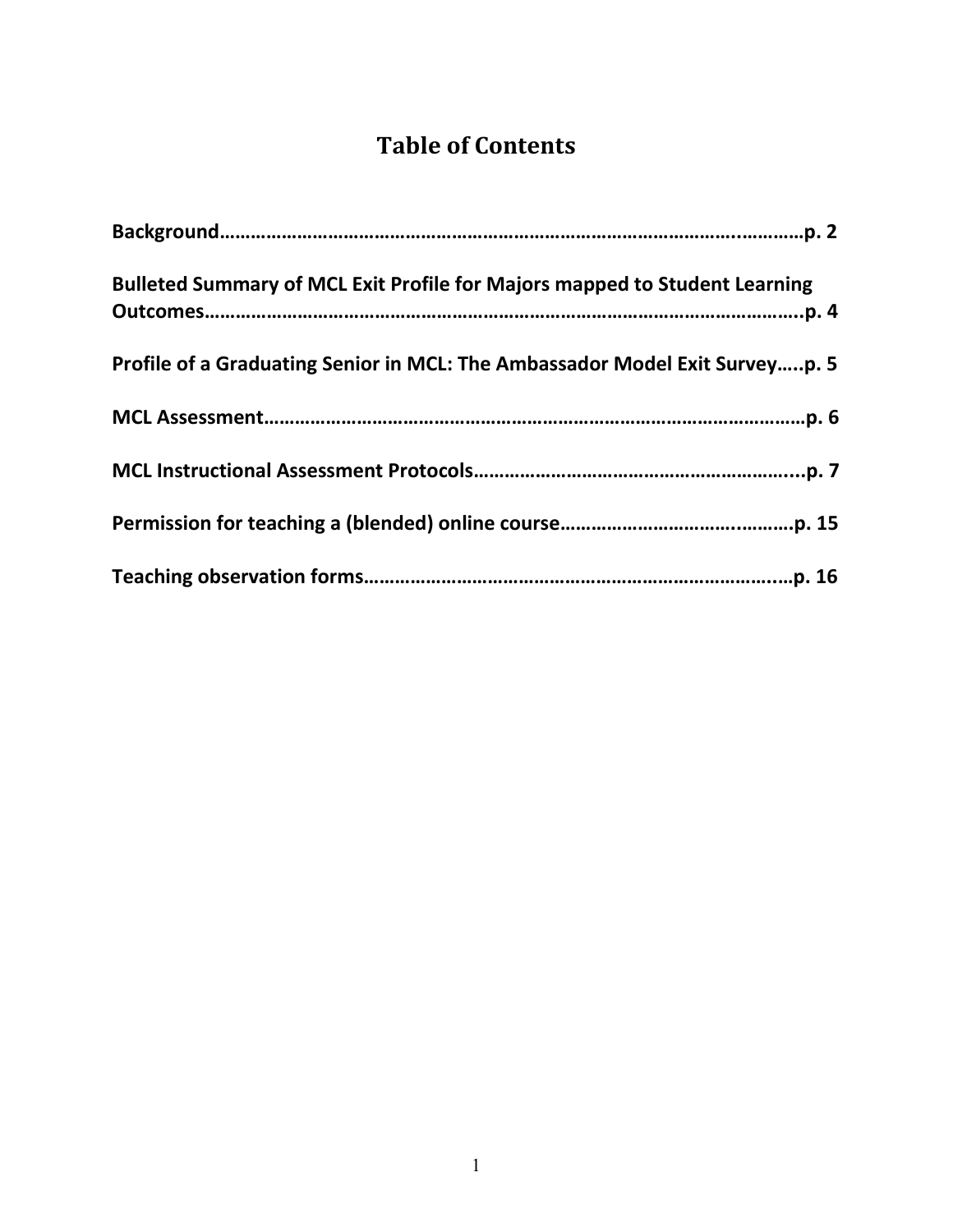# Table of Contents

**Background……………………………………………………………………………………….…………p. 2**

**Bulleted Summary of MCL Exit Profile for Majors mapped to Student Learning Outcomes……………………………………………………………………………………………….p. 4**

**Profile of a Graduating Senior in MCL: The Ambassador Model Exit Survey…..p. 5**

**MCL Assessment……………………………………………………………………………………p. 6**

**MCL Instructional Assessment Protocols………………………………………………………...p. 7**

**Permission for teaching a (blended) online course……………………………….………p. 15**

**Teaching observation forms…………………………………………………………………..…p. 16**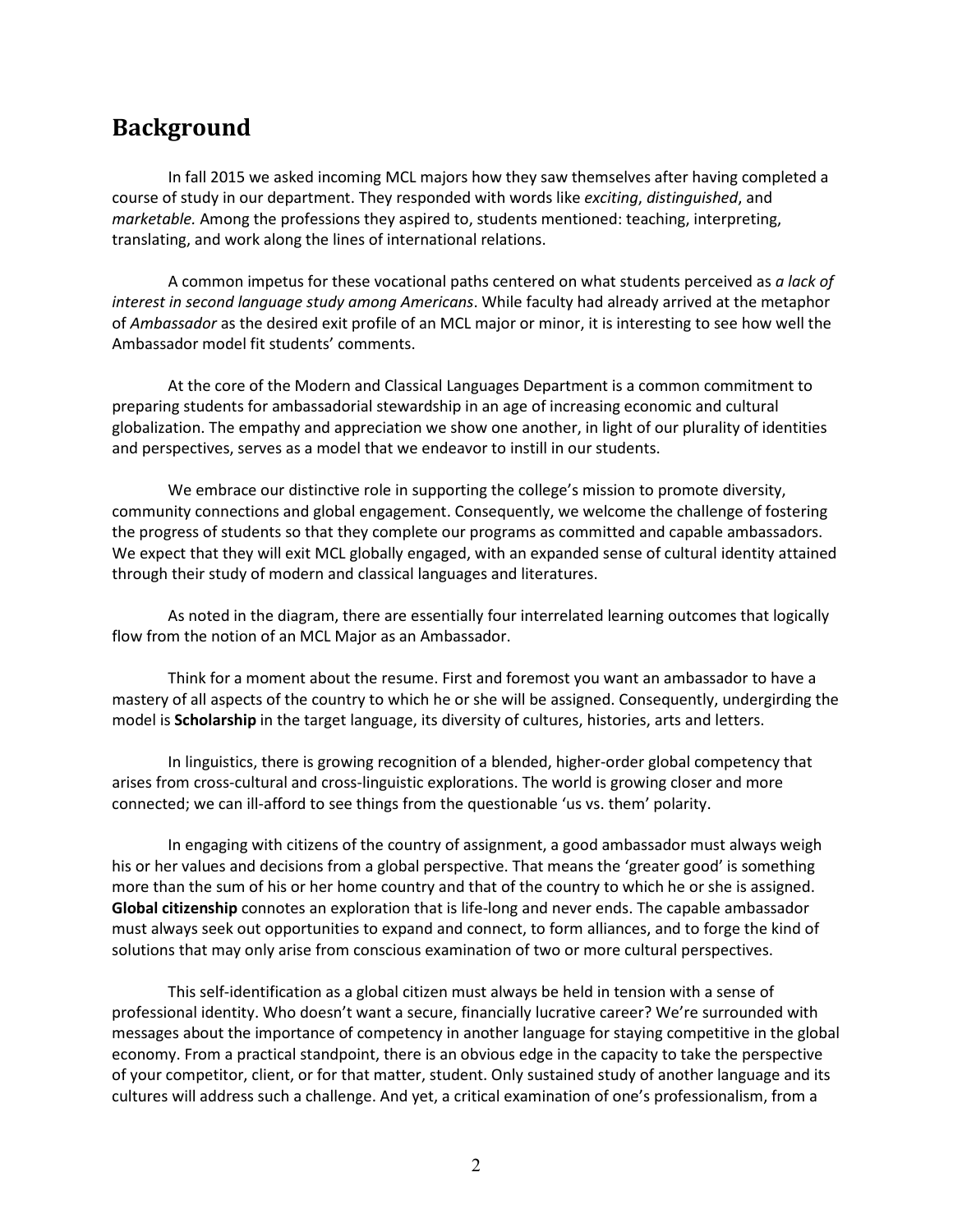## Background

In fall 2015 we asked incoming MCL majors how they saw themselves after having completed a course of study in our department. They responded with words like *exciting*, *distinguished*, and *marketable.* Among the professions they aspired to, students mentioned: teaching, interpreting, translating, and work along the lines of international relations.

A common impetus for these vocational paths centered on what students perceived as *a lack of interest in second language study among Americans*. While faculty had already arrived at the metaphor of *Ambassador* as the desired exit profile of an MCL major or minor, it is interesting to see how well the Ambassador model fit students' comments.

At the core of the Modern and Classical Languages Department is a common commitment to preparing students for ambassadorial stewardship in an age of increasing economic and cultural globalization. The empathy and appreciation we show one another, in light of our plurality of identities and perspectives, serves as a model that we endeavor to instill in our students.

We embrace our distinctive role in supporting the college's mission to promote diversity, community connections and global engagement. Consequently, we welcome the challenge of fostering the progress of students so that they complete our programs as committed and capable ambassadors. We expect that they will exit MCL globally engaged, with an expanded sense of cultural identity attained through their study of modern and classical languages and literatures.

As noted in the diagram, there are essentially four interrelated learning outcomes that logically flow from the notion of an MCL Major as an Ambassador.

Think for a moment about the resume. First and foremost you want an ambassador to have a mastery of all aspects of the country to which he or she will be assigned. Consequently, undergirding the model is **Scholarship** in the target language, its diversity of cultures, histories, arts and letters.

In linguistics, there is growing recognition of a blended, higher-order global competency that arises from cross-cultural and cross-linguistic explorations. The world is growing closer and more connected; we can ill-afford to see things from the questionable 'us vs. them' polarity.

In engaging with citizens of the country of assignment, a good ambassador must always weigh his or her values and decisions from a global perspective. That means the 'greater good' is something more than the sum of his or her home country and that of the country to which he or she is assigned. **Global citizenship** connotes an exploration that is life-long and never ends. The capable ambassador must always seek out opportunities to expand and connect, to form alliances, and to forge the kind of solutions that may only arise from conscious examination of two or more cultural perspectives.

This self-identification as a global citizen must always be held in tension with a sense of professional identity. Who doesn't want a secure, financially lucrative career? We're surrounded with messages about the importance of competency in another language for staying competitive in the global economy. From a practical standpoint, there is an obvious edge in the capacity to take the perspective of your competitor, client, or for that matter, student. Only sustained study of another language and its cultures will address such a challenge. And yet, a critical examination of one's professionalism, from a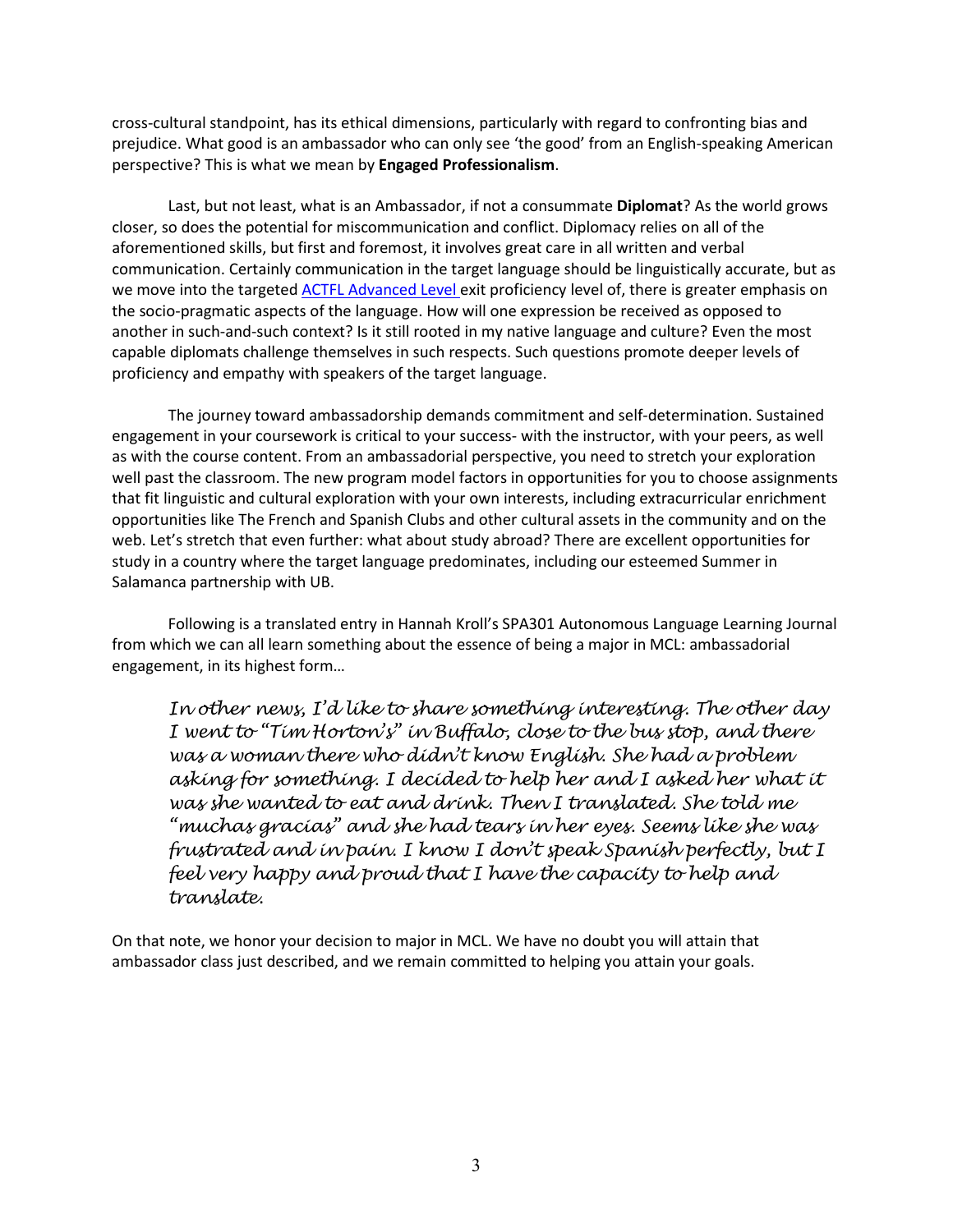cross-cultural standpoint, has its ethical dimensions, particularly with regard to confronting bias and prejudice. What good is an ambassador who can only see 'the good' from an English-speaking American perspective? This is what we mean by **Engaged Professionalism**.

Last, but not least, what is an Ambassador, if not a consummate **Diplomat**? As the world grows closer, so does the potential for miscommunication and conflict. Diplomacy relies on all of the aforementioned skills, but first and foremost, it involves great care in all written and verbal communication. Certainly communication in the target language should be linguistically accurate, but as we move into the targeted [ACTFL Advanced Level](ACTFL Advanced Level) exit proficiency level of, there is greater emphasis on the socio-pragmatic aspects of the language. How will one expression be received as opposed to another in such-and-such context? Is it still rooted in my native language and culture? Even the most capable diplomats challenge themselves in such respects. Such questions promote deeper levels of proficiency and empathy with speakers of the target language.

The journey toward ambassadorship demands commitment and self-determination. Sustained engagement in your coursework is critical to your success- with the instructor, with your peers, as well as with the course content. From an ambassadorial perspective, you need to stretch your exploration well past the classroom. The new program model factors in opportunities for you to choose assignments that fit linguistic and cultural exploration with your own interests, including extracurricular enrichment opportunities like The French and Spanish Clubs and other cultural assets in the community and on the web. Let's stretch that even further: what about study abroad? There are excellent opportunities for study in a country where the target language predominates, including our esteemed Summer in Salamanca partnership with UB.

Following is a translated entry in Hannah Kroll's SPA301 Autonomous Language Learning Journal from which we can all learn something about the essence of being a major in MCL: ambassadorial engagement, in its highest form…

> *In other news, I'd like to share something interesting. The other day I went to "Tim Horton's" in Buffalo, close to the bus stop, and there was a woman there who didn't know English. She had a problem asking for something. I decided to help her and I asked her what it was she wanted to eat and drink. Then I translated. She told me "muchas gracias" and she had tears in her eyes. Seems like she was frustrated and in pain. I know I don't speak Spanish perfectly, but I feel very happy and proud that I have the capacity to help and translate.*

On that note, we honor your decision to major in MCL. We have no doubt you will attain that ambassador class just described, and we remain committed to helping you attain your goals.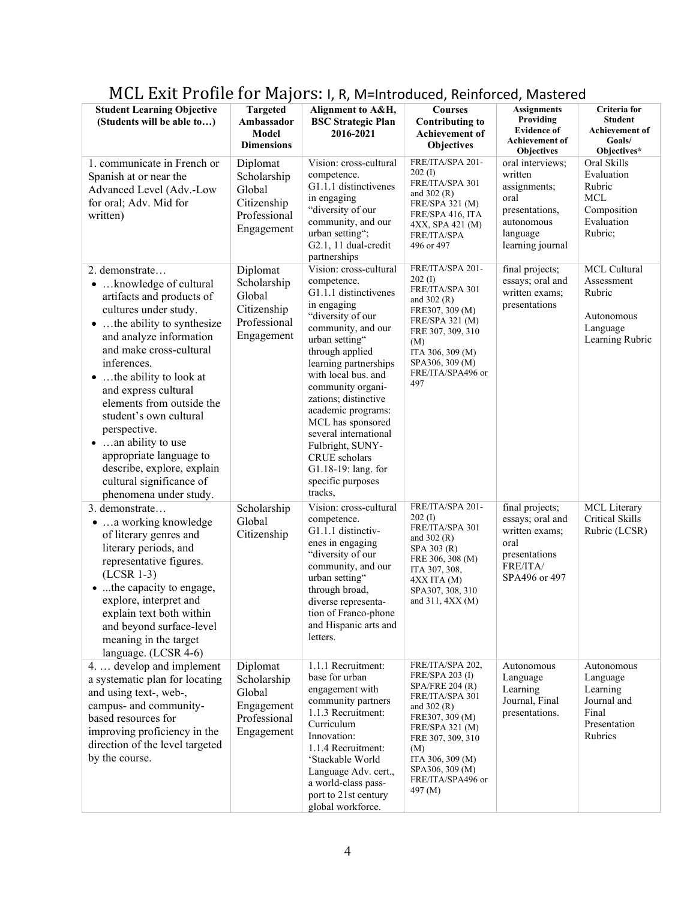# MCL Exit Profile for Majors: I, R, M=Introduced, Reinforced, Mastered

| Student Learning Objective (Students will be able to…) | Targeted Ambassador Model Dimensions | Alignment to A&H, BSC Strategic Plan 2016-2021 | Courses Contributing to Achievement of Objectives | Assignments Providing Evidence of Achievement of Objectives | Criteria for Student Achievement of Goals/ Objectives* |
|---|---|---|---|---|---|
| 1. communicate in French or Spanish at or near the Advanced Level (Adv.-Low for oral; Adv. Mid for written) | Diplomat Scholarship Global Citizenship Professional Engagement | Vision: cross-cultural competence. G1.1.1 distinctivenes in engaging "diversity of our community, and our urban setting"; G2.1, 11 dual-credit partnerships | FRE/ITA/SPA 201-202 (I) FRE/ITA/SPA 301 and 302 (R) FRE/SPA 321 (M) FRE/SPA 416, ITA 4XX, SPA 421 (M) FRE/ITA/SPA 496 or 497 | oral interviews; written assignments; oral presentations, autonomous language learning journal | Oral Skills Evaluation Rubric MCL Composition Evaluation Rubric; |
| 2. demonstrate… <br>• …knowledge of cultural artifacts and products of cultures under study. <br>• …the ability to synthesize and analyze information and make cross-cultural inferences. <br>• …the ability to look at and express cultural elements from outside the student's own cultural perspective. <br>• …an ability to use appropriate language to describe, explore, explain cultural significance of phenomena under study. | Diplomat Scholarship Global Citizenship Professional Engagement | Vision: cross-cultural competence. G1.1.1 distinctivenes in engaging "diversity of our community, and our urban setting" through applied learning partnerships with local bus. and community organi-zations; distinctive academic programs: MCL has sponsored several international Fulbright, SUNY-CRUE scholars G1.18-19: lang. for specific purposes tracks, | FRE/ITA/SPA 201-202 (I) FRE/ITA/SPA 301 and 302 (R) FRE307, 309 (M) FRE/SPA 321 (M) FRE 307, 309, 310 (M) ITA 306, 309 (M) SPA306, 309 (M) FRE/ITA/SPA496 or 497 | final projects; essays; oral and written exams; presentations | MCL Cultural Assessment Rubric <br><br>Autonomous Language Learning Rubric |
| 3. demonstrate… <br>• …a working knowledge of literary genres and literary periods, and representative figures. (LCSR 1-3) <br>• ...the capacity to engage, explore, interpret and explain text both within and beyond surface-level meaning in the target language. (LCSR 4-6) | Scholarship Global Citizenship | Vision: cross-cultural competence. G1.1.1 distinctiv-enes in engaging "diversity of our community, and our urban setting" through broad, diverse representa-tion of Franco-phone and Hispanic arts and letters. | FRE/ITA/SPA 201-202 (I) FRE/ITA/SPA 301 and 302 (R) SPA 303 (R) FRE 306, 308 (M) ITA 307, 308, 4XX ITA (M) SPA307, 308, 310 and 311, 4XX (M) | final projects; essays; oral and written exams; oral presentations FRE/ITA/ SPA496 or 497 | MCL Literary Critical Skills Rubric (LCSR) |
| 4. … develop and implement a systematic plan for locating and using text-, web-, campus- and community-based resources for improving proficiency in the direction of the level targeted by the course. | Diplomat Scholarship Global Engagement Professional Engagement | 1.1.1 Recruitment: base for urban engagement with community partners 1.1.3 Recruitment: Curriculum Innovation: 1.1.4 Recruitment: 'Stackable World Language Adv. cert., a world-class pass-port to 21st century global workforce. | FRE/ITA/SPA 202, FRE/SPA 203 (I) SPA/FRE 204 (R) FRE/ITA/SPA 301 and 302 (R) FRE307, 309 (M) FRE/SPA 321 (M) FRE 307, 309, 310 (M) ITA 306, 309 (M) SPA306, 309 (M) FRE/ITA/SPA496 or 497 (M) | Autonomous Language Learning Journal, Final presentations. | Autonomous Language Learning Journal and Final Presentation Rubrics |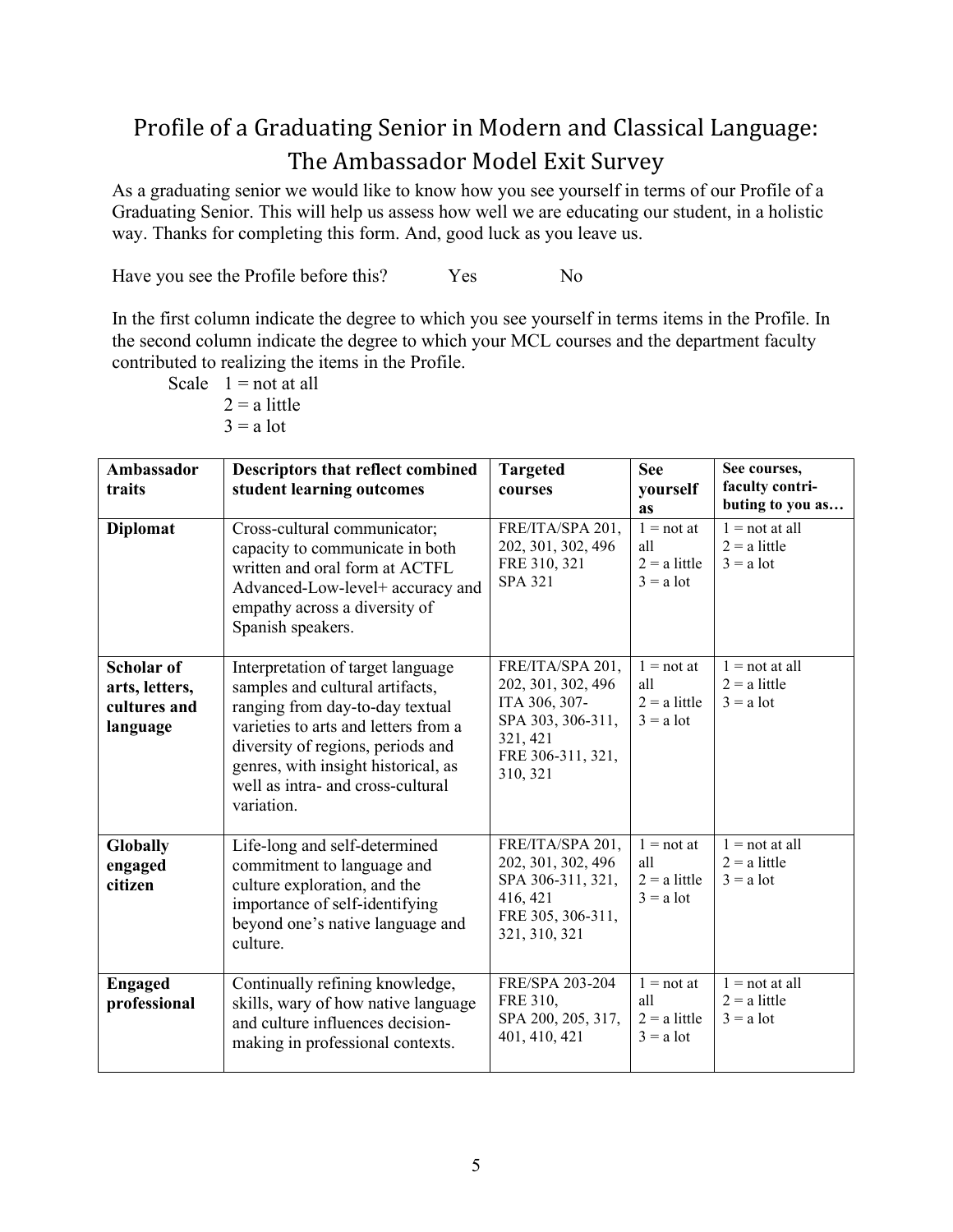# Profile of a Graduating Senior in Modern and Classical Language: The Ambassador Model Exit Survey

As a graduating senior we would like to know how you see yourself in terms of our Profile of a Graduating Senior. This will help us assess how well we are educating our student, in a holistic way. Thanks for completing this form. And, good luck as you leave us.

Have you see the Profile before this? Yes No

In the first column indicate the degree to which you see yourself in terms items in the Profile. In the second column indicate the degree to which your MCL courses and the department faculty contributed to realizing the items in the Profile.

Scale 1 = not at all
2 = a little
3 = a lot

| Ambassador traits | Descriptors that reflect combined student learning outcomes | Targeted courses | See yourself as | See courses, faculty contri-buting to you as… |
|---|---|---|---|---|
| **Diplomat** | Cross-cultural communicator; capacity to communicate in both written and oral form at ACTFL Advanced-Low-level+ accuracy and empathy across a diversity of Spanish speakers. | FRE/ITA/SPA 201, 202, 301, 302, 496<br>FRE 310, 321<br>SPA 321 | 1 = not at all<br>2 = a little<br>3 = a lot | 1 = not at all<br>2 = a little<br>3 = a lot |
| **Scholar of arts, letters, cultures and language** | Interpretation of target language samples and cultural artifacts, ranging from day-to-day textual varieties to arts and letters from a diversity of regions, periods and genres, with insight historical, as well as intra- and cross-cultural variation. | FRE/ITA/SPA 201, 202, 301, 302, 496<br>ITA 306, 307-<br>SPA 303, 306-311, 321, 421<br>FRE 306-311, 321, 310, 321 | 1 = not at all<br>2 = a little<br>3 = a lot | 1 = not at all<br>2 = a little<br>3 = a lot |
| **Globally engaged citizen** | Life-long and self-determined commitment to language and culture exploration, and the importance of self-identifying beyond one's native language and culture. | FRE/ITA/SPA 201, 202, 301, 302, 496<br>SPA 306-311, 321, 416, 421<br>FRE 305, 306-311, 321, 310, 321 | 1 = not at all<br>2 = a little<br>3 = a lot | 1 = not at all<br>2 = a little<br>3 = a lot |
| **Engaged professional** | Continually refining knowledge, skills, wary of how native language and culture influences decision-making in professional contexts. | FRE/SPA 203-204<br>FRE 310,<br>SPA 200, 205, 317, 401, 410, 421 | 1 = not at all<br>2 = a little<br>3 = a lot | 1 = not at all<br>2 = a little<br>3 = a lot |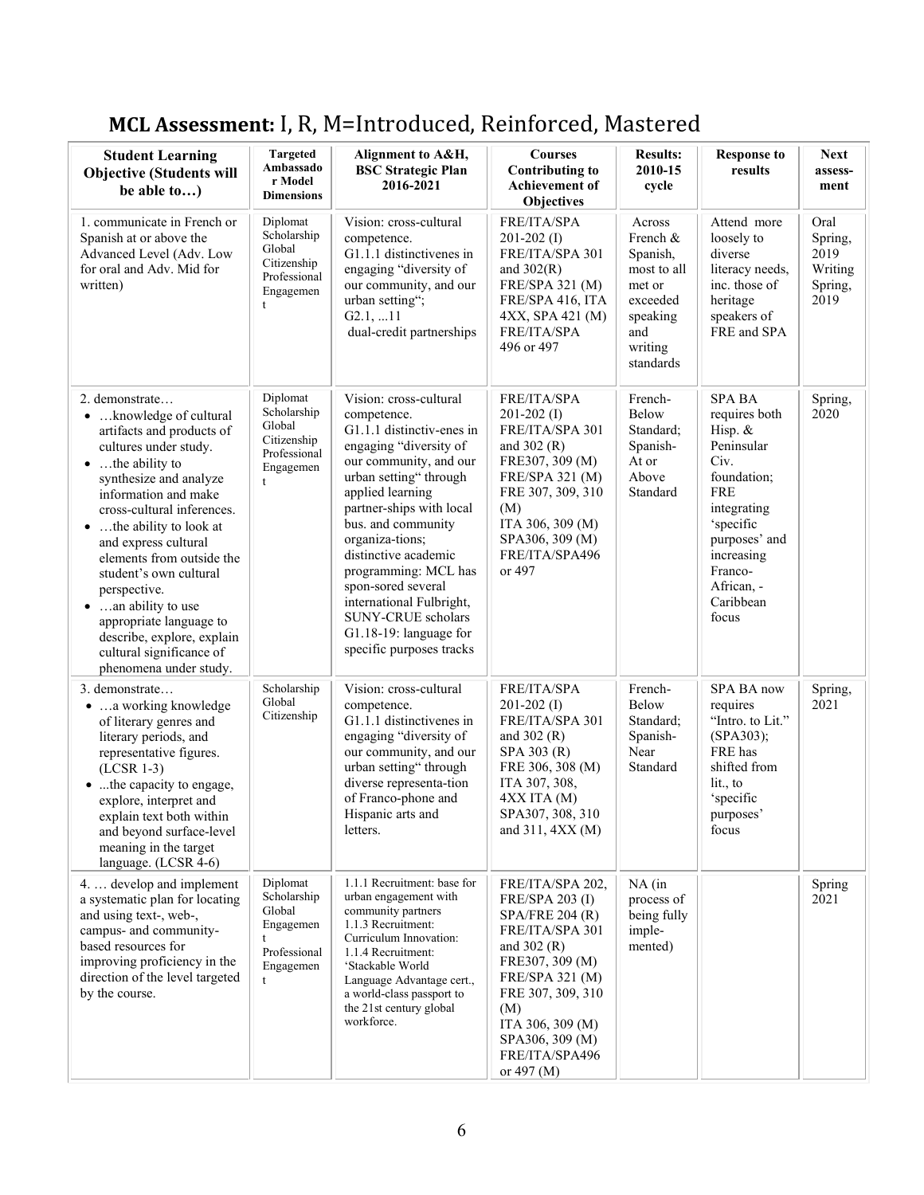# **MCL Assessment:** I, R, M=Introduced, Reinforced, Mastered

| Student Learning Objective (Students will be able to…) | Targeted Ambassador Model Dimensions | Alignment to A&H, BSC Strategic Plan 2016-2021 | Courses Contributing to Achievement of Objectives | Results: 2010-15 cycle | Response to results | Next assess-ment |
|---|---|---|---|---|---|---|
| 1. communicate in French or Spanish at or above the Advanced Level (Adv. Low for oral and Adv. Mid for written) | Diplomat Scholarship Global Citizenship Professional Engagement | Vision: cross-cultural competence. G1.1.1 distinctivenes in engaging "diversity of our community, and our urban setting"; G2.1, ...11 dual-credit partnerships | FRE/ITA/SPA 201-202 (I) FRE/ITA/SPA 301 and 302(R) FRE/SPA 321 (M) FRE/SPA 416, ITA 4XX, SPA 421 (M) FRE/ITA/SPA 496 or 497 | Across French & Spanish, most to all met or exceeded speaking and writing standards | Attend more loosely to diverse literacy needs, inc. those of heritage speakers of FRE and SPA | Oral Spring, 2019 Writing Spring, 2019 |
| 2. demonstrate… <br>• …knowledge of cultural artifacts and products of cultures under study. <br>• …the ability to synthesize and analyze information and make cross-cultural inferences. <br>• …the ability to look at and express cultural elements from outside the student's own cultural perspective. <br>• …an ability to use appropriate language to describe, explore, explain cultural significance of phenomena under study. | Diplomat Scholarship Global Citizenship Professional Engagement | Vision: cross-cultural competence. G1.1.1 distinctiv-enes in engaging "diversity of our community, and our urban setting" through applied learning partner-ships with local bus. and community organiza-tions; distinctive academic programming: MCL has spon-sored several international Fulbright, SUNY-CRUE scholars G1.18-19: language for specific purposes tracks | FRE/ITA/SPA 201-202 (I) FRE/ITA/SPA 301 and 302 (R) FRE307, 309 (M) FRE/SPA 321 (M) FRE 307, 309, 310 (M) ITA 306, 309 (M) SPA306, 309 (M) FRE/ITA/SPA496 or 497 | French-Below Standard; Spanish-At or Above Standard | SPA BA requires both Hisp. & Peninsular Civ. foundation; FRE integrating 'specific purposes' and increasing Franco-African, -Caribbean focus | Spring, 2020 |
| 3. demonstrate… <br>• …a working knowledge of literary genres and literary periods, and representative figures. (LCSR 1-3) <br>• ...the capacity to engage, explore, interpret and explain text both within and beyond surface-level meaning in the target language. (LCSR 4-6) | Scholarship Global Citizenship | Vision: cross-cultural competence. G1.1.1 distinctivenes in engaging "diversity of our community, and our urban setting" through diverse representa-tion of Franco-phone and Hispanic arts and letters. | FRE/ITA/SPA 201-202 (I) FRE/ITA/SPA 301 and 302 (R) SPA 303 (R) FRE 306, 308 (M) ITA 307, 308, 4XX ITA (M) SPA307, 308, 310 and 311, 4XX (M) | French-Below Standard; Spanish-Near Standard | SPA BA now requires "Intro. to Lit." (SPA303); FRE has shifted from lit., to 'specific purposes' focus | Spring, 2021 |
| 4. … develop and implement a systematic plan for locating and using text-, web-, campus- and community-based resources for improving proficiency in the direction of the level targeted by the course. | Diplomat Scholarship Global Engagement Professional Engagement | 1.1.1 Recruitment: base for urban engagement with community partners 1.1.3 Recruitment: Curriculum Innovation: 1.1.4 Recruitment: 'Stackable World Language Advantage cert., a world-class passport to the 21st century global workforce. | FRE/ITA/SPA 202, FRE/SPA 203 (I) SPA/FRE 204 (R) FRE/ITA/SPA 301 and 302 (R) FRE307, 309 (M) FRE/SPA 321 (M) FRE 307, 309, 310 (M) ITA 306, 309 (M) SPA306, 309 (M) FRE/ITA/SPA496 or 497 (M) | NA (in process of being fully imple-mented) | | Spring 2021 |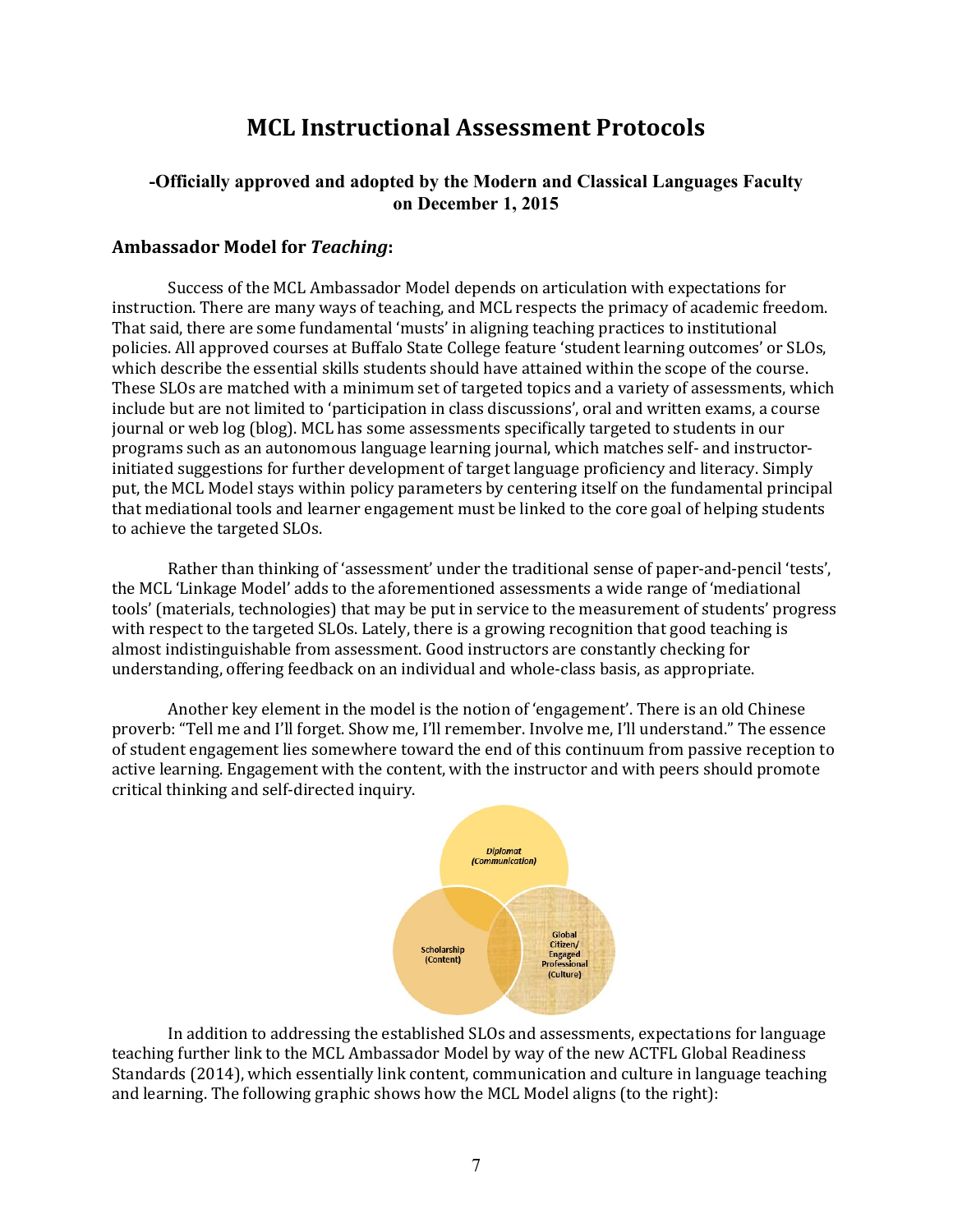# MCL Instructional Assessment Protocols

### -Officially approved and adopted by the Modern and Classical Languages Faculty on December 1, 2015

## Ambassador Model for *Teaching*:

Success of the MCL Ambassador Model depends on articulation with expectations for instruction. There are many ways of teaching, and MCL respects the primacy of academic freedom. That said, there are some fundamental 'musts' in aligning teaching practices to institutional policies. All approved courses at Buffalo State College feature 'student learning outcomes' or SLOs, which describe the essential skills students should have attained within the scope of the course. These SLOs are matched with a minimum set of targeted topics and a variety of assessments, which include but are not limited to 'participation in class discussions', oral and written exams, a course journal or web log (blog). MCL has some assessments specifically targeted to students in our programs such as an autonomous language learning journal, which matches self- and instructor-initiated suggestions for further development of target language proficiency and literacy. Simply put, the MCL Model stays within policy parameters by centering itself on the fundamental principal that mediational tools and learner engagement must be linked to the core goal of helping students to achieve the targeted SLOs.

Rather than thinking of 'assessment' under the traditional sense of paper-and-pencil 'tests', the MCL 'Linkage Model' adds to the aforementioned assessments a wide range of 'mediational tools' (materials, technologies) that may be put in service to the measurement of students' progress with respect to the targeted SLOs. Lately, there is a growing recognition that good teaching is almost indistinguishable from assessment. Good instructors are constantly checking for understanding, offering feedback on an individual and whole-class basis, as appropriate.

Another key element in the model is the notion of 'engagement'. There is an old Chinese proverb: "Tell me and I'll forget. Show me, I'll remember. Involve me, I'll understand." The essence of student engagement lies somewhere toward the end of this continuum from passive reception to active learning. Engagement with the content, with the instructor and with peers should promote critical thinking and self-directed inquiry.

*Diplomat (Communication)*

Scholarship (Content)

Global Citizen/ Engaged Professional (Culture)

In addition to addressing the established SLOs and assessments, expectations for language teaching further link to the MCL Ambassador Model by way of the new ACTFL Global Readiness Standards (2014), which essentially link content, communication and culture in language teaching and learning. The following graphic shows how the MCL Model aligns (to the right):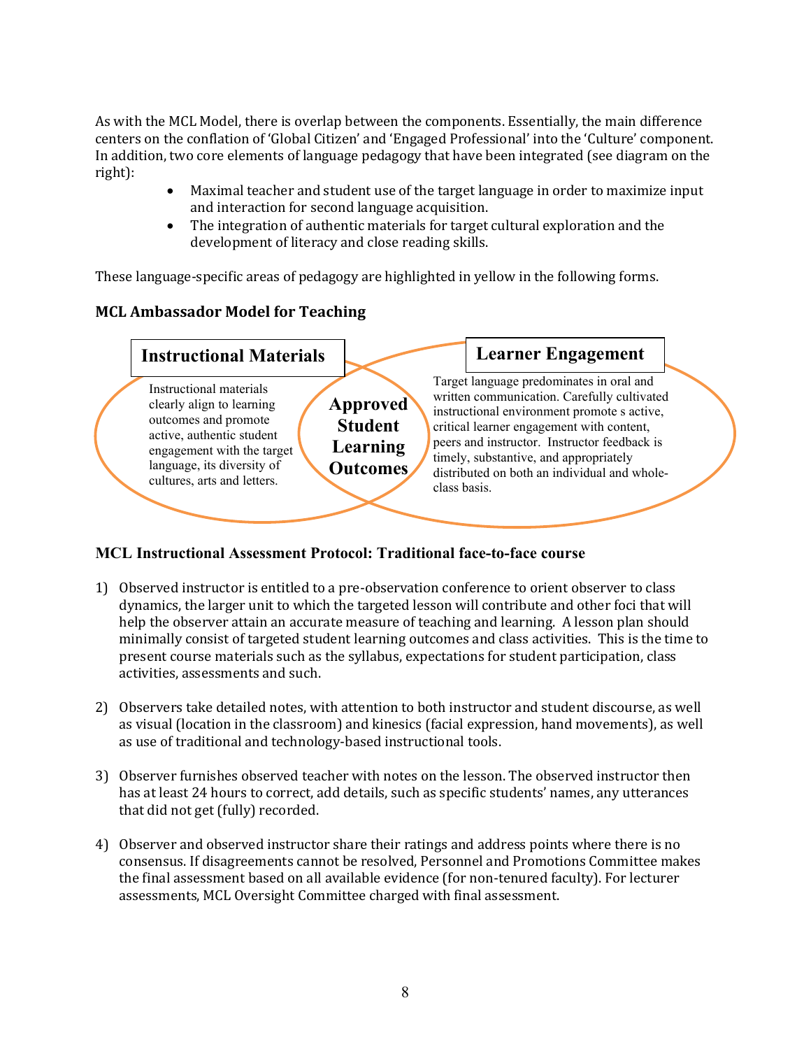As with the MCL Model, there is overlap between the components. Essentially, the main difference centers on the conflation of 'Global Citizen' and 'Engaged Professional' into the 'Culture' component. In addition, two core elements of language pedagogy that have been integrated (see diagram on the right):

- Maximal teacher and student use of the target language in order to maximize input and interaction for second language acquisition.
- The integration of authentic materials for target cultural exploration and the development of literacy and close reading skills.

These language-specific areas of pedagogy are highlighted in yellow in the following forms.

### MCL Ambassador Model for Teaching

**Instructional Materials**

Instructional materials clearly align to learning outcomes and promote active, authentic student engagement with the target language, its diversity of cultures, arts and letters.

**Approved Student Learning Outcomes**

**Learner Engagement**

Target language predominates in oral and written communication. Carefully cultivated instructional environment promote s active, critical learner engagement with content, peers and instructor. Instructor feedback is timely, substantive, and appropriately distributed on both an individual and whole-class basis.

### MCL Instructional Assessment Protocol: Traditional face-to-face course

1) Observed instructor is entitled to a pre-observation conference to orient observer to class dynamics, the larger unit to which the targeted lesson will contribute and other foci that will help the observer attain an accurate measure of teaching and learning. A lesson plan should minimally consist of targeted student learning outcomes and class activities. This is the time to present course materials such as the syllabus, expectations for student participation, class activities, assessments and such.

2) Observers take detailed notes, with attention to both instructor and student discourse, as well as visual (location in the classroom) and kinesics (facial expression, hand movements), as well as use of traditional and technology-based instructional tools.

3) Observer furnishes observed teacher with notes on the lesson. The observed instructor then has at least 24 hours to correct, add details, such as specific students' names, any utterances that did not get (fully) recorded.

4) Observer and observed instructor share their ratings and address points where there is no consensus. If disagreements cannot be resolved, Personnel and Promotions Committee makes the final assessment based on all available evidence (for non-tenured faculty). For lecturer assessments, MCL Oversight Committee charged with final assessment.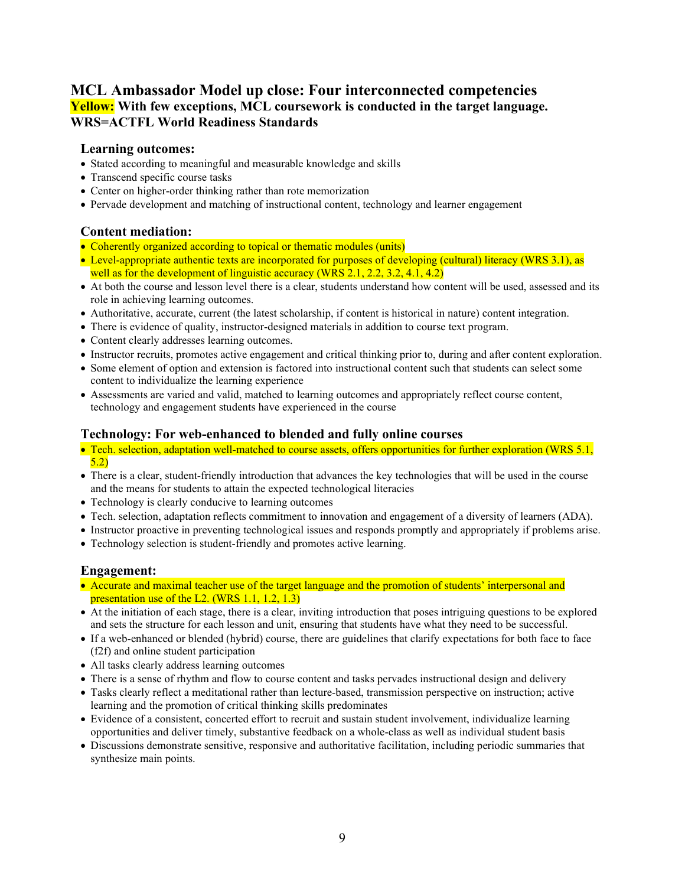## MCL Ambassador Model up close: Four interconnected competencies

**Yellow: With few exceptions, MCL coursework is conducted in the target language.**
**WRS=ACTFL World Readiness Standards**

### Learning outcomes:

- Stated according to meaningful and measurable knowledge and skills
- Transcend specific course tasks
- Center on higher-order thinking rather than rote memorization
- Pervade development and matching of instructional content, technology and learner engagement

### Content mediation:

- Coherently organized according to topical or thematic modules (units)
- Level-appropriate authentic texts are incorporated for purposes of developing (cultural) literacy (WRS 3.1), as well as for the development of linguistic accuracy (WRS 2.1, 2.2, 3.2, 4.1, 4.2)
- At both the course and lesson level there is a clear, students understand how content will be used, assessed and its role in achieving learning outcomes.
- Authoritative, accurate, current (the latest scholarship, if content is historical in nature) content integration.
- There is evidence of quality, instructor-designed materials in addition to course text program.
- Content clearly addresses learning outcomes.
- Instructor recruits, promotes active engagement and critical thinking prior to, during and after content exploration.
- Some element of option and extension is factored into instructional content such that students can select some content to individualize the learning experience
- Assessments are varied and valid, matched to learning outcomes and appropriately reflect course content, technology and engagement students have experienced in the course

### Technology: For web-enhanced to blended and fully online courses

- Tech. selection, adaptation well-matched to course assets, offers opportunities for further exploration (WRS 5.1, 5.2)
- There is a clear, student-friendly introduction that advances the key technologies that will be used in the course and the means for students to attain the expected technological literacies
- Technology is clearly conducive to learning outcomes
- Tech. selection, adaptation reflects commitment to innovation and engagement of a diversity of learners (ADA).
- Instructor proactive in preventing technological issues and responds promptly and appropriately if problems arise.
- Technology selection is student-friendly and promotes active learning.

### Engagement:

- Accurate and maximal teacher use of the target language and the promotion of students' interpersonal and presentation use of the L2. (WRS 1.1, 1.2, 1.3)
- At the initiation of each stage, there is a clear, inviting introduction that poses intriguing questions to be explored and sets the structure for each lesson and unit, ensuring that students have what they need to be successful.
- If a web-enhanced or blended (hybrid) course, there are guidelines that clarify expectations for both face to face (f2f) and online student participation
- All tasks clearly address learning outcomes
- There is a sense of rhythm and flow to course content and tasks pervades instructional design and delivery
- Tasks clearly reflect a meditational rather than lecture-based, transmission perspective on instruction; active learning and the promotion of critical thinking skills predominates
- Evidence of a consistent, concerted effort to recruit and sustain student involvement, individualize learning opportunities and deliver timely, substantive feedback on a whole-class as well as individual student basis
- Discussions demonstrate sensitive, responsive and authoritative facilitation, including periodic summaries that synthesize main points.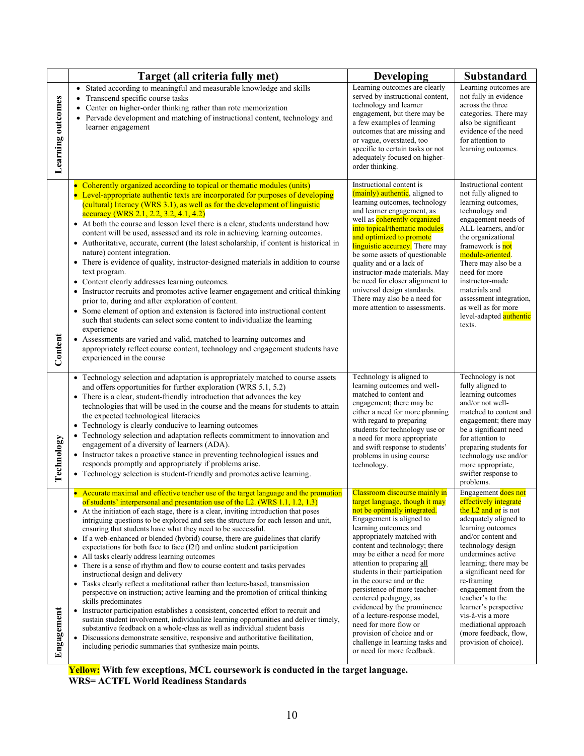| | Target (all criteria fully met) | Developing | Substandard |
|---|---|---|---|
| **Learning outcomes** | • Stated according to meaningful and measurable knowledge and skills<br>• Transcend specific course tasks<br>• Center on higher-order thinking rather than rote memorization<br>• Pervade development and matching of instructional content, technology and learner engagement | Learning outcomes are clearly served by instructional content, technology and learner engagement, but there may be a few examples of learning outcomes that are missing and or vague, overstated, too specific to certain tasks or not adequately focused on higher-order thinking. | Learning outcomes are not fully in evidence across the three categories. There may also be significant evidence of the need for attention to learning outcomes. |
| **Content** | • Coherently organized according to topical or thematic modules (units)<br>• Level-appropriate authentic texts are incorporated for purposes of developing (cultural) literacy (WRS 3.1), as well as for the development of linguistic accuracy (WRS 2.1, 2.2, 3.2, 4.1, 4.2)<br>• At both the course and lesson level there is a clear, students understand how content will be used, assessed and its role in achieving learning outcomes.<br>• Authoritative, accurate, current (the latest scholarship, if content is historical in nature) content integration.<br>• There is evidence of quality, instructor-designed materials in addition to course text program.<br>• Content clearly addresses learning outcomes.<br>• Instructor recruits and promotes active learner engagement and critical thinking prior to, during and after exploration of content.<br>• Some element of option and extension is factored into instructional content such that students can select some content to individualize the learning experience<br>• Assessments are varied and valid, matched to learning outcomes and appropriately reflect course content, technology and engagement students have experienced in the course | Instructional content is (mainly) authentic, aligned to learning outcomes, technology and learner engagement, as well as coherently organized into topical/thematic modules and optimized to promote linguistic accuracy. There may be some assets of questionable quality and or a lack of instructor-made materials. May be need for closer alignment to universal design standards. There may also be a need for more attention to assessments. | Instructional content not fully aligned to learning outcomes, technology and engagement needs of ALL learners, and/or the organizational framework is not module-oriented. There may also be a need for more instructor-made materials and assessment integration, as well as for more level-adapted authentic texts. |
| **Technology** | • Technology selection and adaptation is appropriately matched to course assets and offers opportunities for further exploration (WRS 5.1, 5.2)<br>• There is a clear, student-friendly introduction that advances the key technologies that will be used in the course and the means for students to attain the expected technological literacies<br>• Technology is clearly conducive to learning outcomes<br>• Technology selection and adaptation reflects commitment to innovation and engagement of a diversity of learners (ADA).<br>• Instructor takes a proactive stance in preventing technological issues and responds promptly and appropriately if problems arise.<br>• Technology selection is student-friendly and promotes active learning. | Technology is aligned to learning outcomes and well-matched to content and engagement; there may be either a need for more planning with regard to preparing students for technology use or a need for more appropriate and swift response to students' problems in using course technology. | Technology is not fully aligned to learning outcomes and/or not well-matched to content and engagement; there may be a significant need for attention to preparing students for technology use and/or more appropriate, swifter response to problems. |
| **Engagement** | • Accurate maximal and effective teacher use of the target language and the promotion of students' interpersonal and presentation use of the L2. (WRS 1.1, 1.2, 1.3)<br>• At the initiation of each stage, there is a clear, inviting introduction that poses intriguing questions to be explored and sets the structure for each lesson and unit, ensuring that students have what they need to be successful.<br>• If a web-enhanced or blended (hybrid) course, there are guidelines that clarify expectations for both face to face (f2f) and online student participation<br>• All tasks clearly address learning outcomes<br>• There is a sense of rhythm and flow to course content and tasks pervades instructional design and delivery<br>• Tasks clearly reflect a meditational rather than lecture-based, transmission perspective on instruction; active learning and the promotion of critical thinking skills predominates<br>• Instructor participation establishes a consistent, concerted effort to recruit and sustain student involvement, individualize learning opportunities and deliver timely, substantive feedback on a whole-class as well as individual student basis<br>• Discussions demonstrate sensitive, responsive and authoritative facilitation, including periodic summaries that synthesize main points. | Classroom discourse mainly in target language, though it may not be optimally integrated. Engagement is aligned to learning outcomes and appropriately matched with content and technology; there may be either a need for more attention to preparing <u>all</u> students in their participation in the course and or the persistence of more teacher-centered pedagogy, as evidenced by the prominence of a lecture-response model, need for more flow or provision of choice and or challenge in learning tasks and or need for more feedback. | Engagement does not effectively integrate the L2 and or is not adequately aligned to learning outcomes and/or content and technology design undermines active learning; there may be a significant need for re-framing engagement from the teacher's to the learner's perspective vis-à-vis a more mediational approach (more feedback, flow, provision of choice). |

**Yellow: With few exceptions, MCL coursework is conducted in the target language.**
**WRS= ACTFL World Readiness Standards**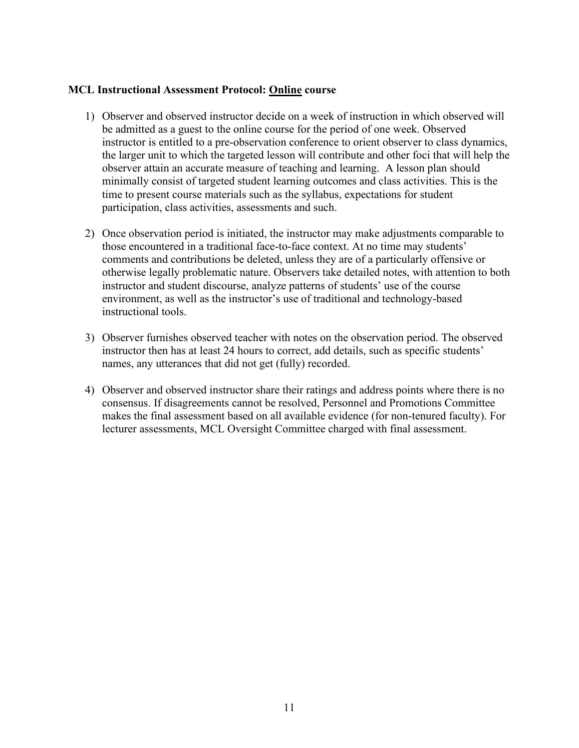**MCL Instructional Assessment Protocol: <u>Online</u> course**

1) Observer and observed instructor decide on a week of instruction in which observed will be admitted as a guest to the online course for the period of one week. Observed instructor is entitled to a pre-observation conference to orient observer to class dynamics, the larger unit to which the targeted lesson will contribute and other foci that will help the observer attain an accurate measure of teaching and learning. A lesson plan should minimally consist of targeted student learning outcomes and class activities. This is the time to present course materials such as the syllabus, expectations for student participation, class activities, assessments and such.

2) Once observation period is initiated, the instructor may make adjustments comparable to those encountered in a traditional face-to-face context. At no time may students' comments and contributions be deleted, unless they are of a particularly offensive or otherwise legally problematic nature. Observers take detailed notes, with attention to both instructor and student discourse, analyze patterns of students' use of the course environment, as well as the instructor's use of traditional and technology-based instructional tools.

3) Observer furnishes observed teacher with notes on the observation period. The observed instructor then has at least 24 hours to correct, add details, such as specific students' names, any utterances that did not get (fully) recorded.

4) Observer and observed instructor share their ratings and address points where there is no consensus. If disagreements cannot be resolved, Personnel and Promotions Committee makes the final assessment based on all available evidence (for non-tenured faculty). For lecturer assessments, MCL Oversight Committee charged with final assessment.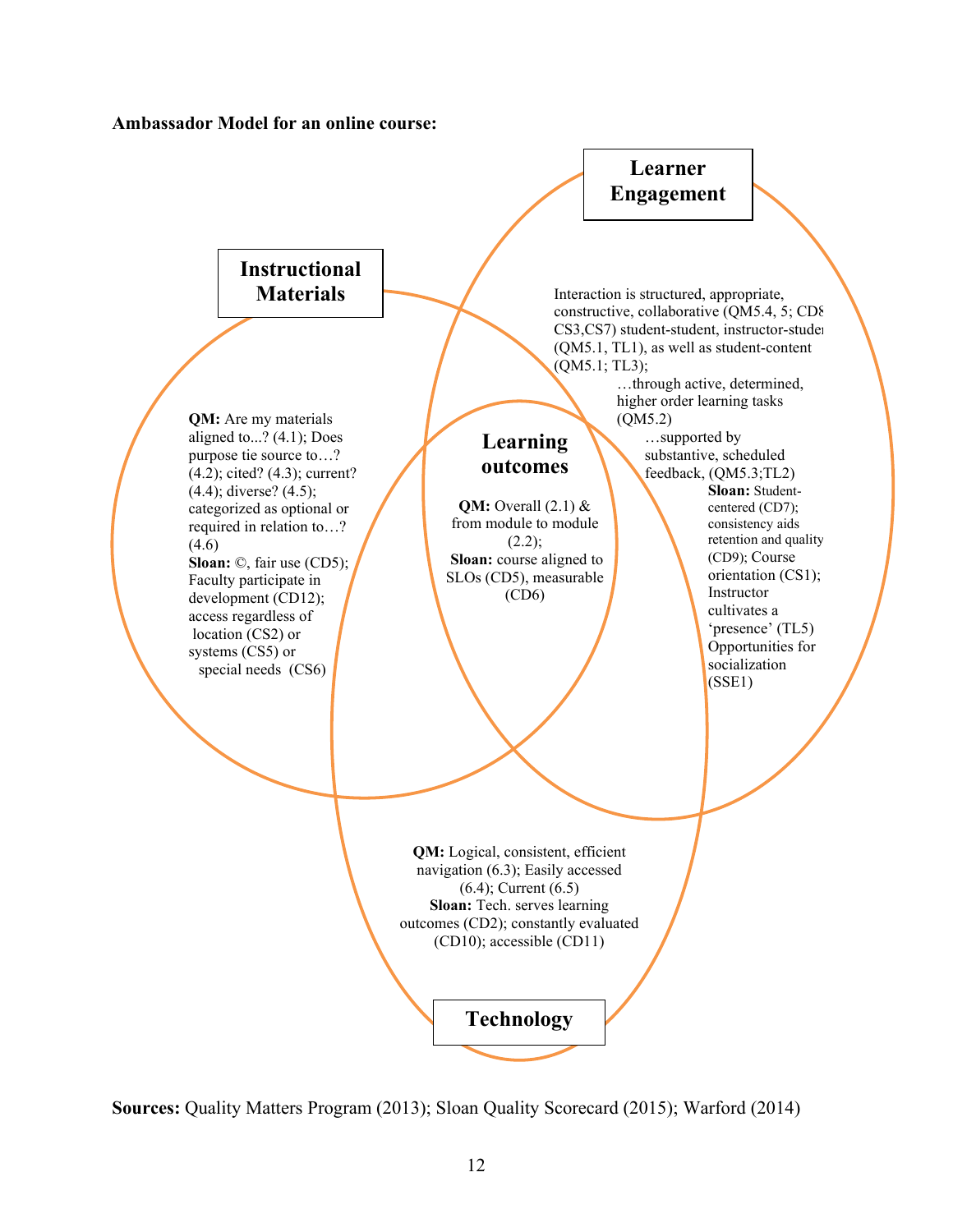**Ambassador Model for an online course:**

**Learner Engagement**

Interaction is structured, appropriate, constructive, collaborative (QM5.4, 5; CD8 CS3,CS7) student-student, instructor-student (QM5.1, TL1), as well as student-content (QM5.1; TL3);

…through active, determined, higher order learning tasks (QM5.2)

…supported by substantive, scheduled feedback, (QM5.3;TL2)

**Sloan:** Student-centered (CD7); consistency aids retention and quality (CD9); Course orientation (CS1); Instructor cultivates a 'presence' (TL5) Opportunities for socialization (SSE1)

**Instructional Materials**

**QM:** Are my materials aligned to...? (4.1); Does purpose tie source to…? (4.2); cited? (4.3); current? (4.4); diverse? (4.5); categorized as optional or required in relation to…? (4.6)

**Sloan:** ©, fair use (CD5); Faculty participate in development (CD12); access regardless of location (CS2) or systems (CS5) or special needs (CS6)

**Learning outcomes**

**QM:** Overall (2.1) & from module to module (2.2);

**Sloan:** course aligned to SLOs (CD5), measurable (CD6)

**Technology**

**QM:** Logical, consistent, efficient navigation (6.3); Easily accessed (6.4); Current (6.5)

**Sloan:** Tech. serves learning outcomes (CD2); constantly evaluated (CD10); accessible (CD11)

**Sources:** Quality Matters Program (2013); Sloan Quality Scorecard (2015); Warford (2014)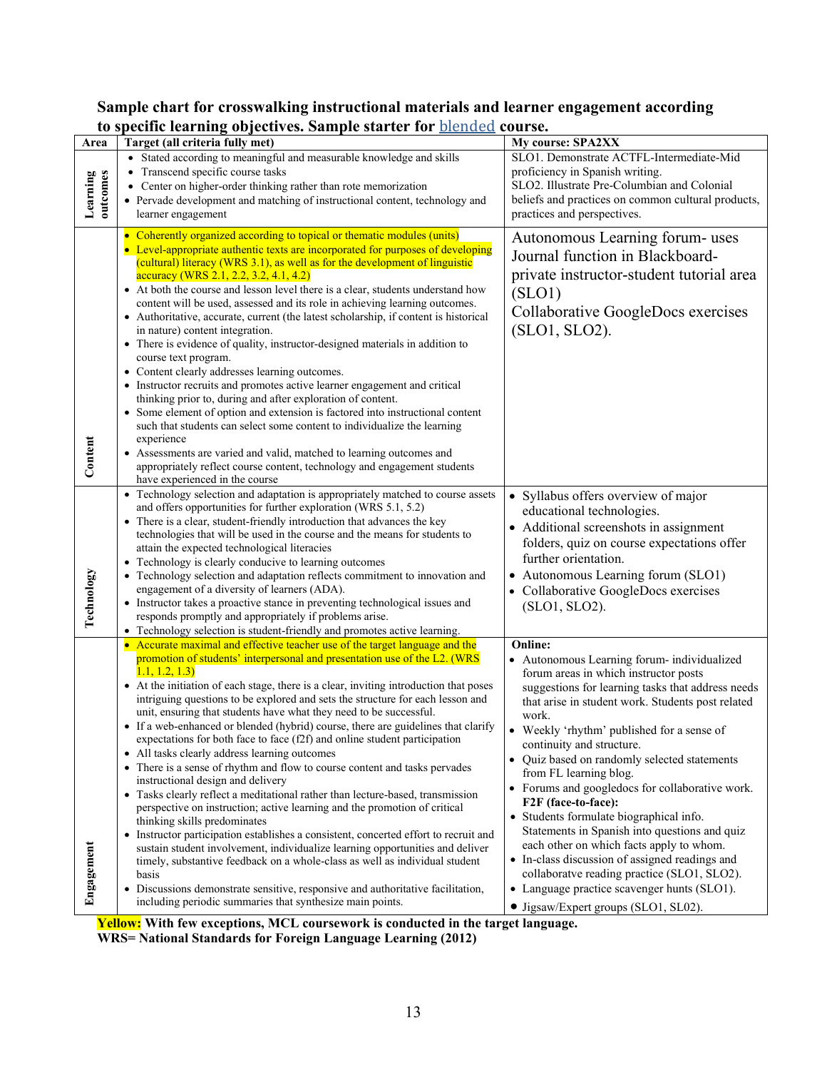**Sample chart for crosswalking instructional materials and learner engagement according to specific learning objectives. Sample starter for blended course.**

| Area | Target (all criteria fully met) | My course: SPA2XX |
|---|---|---|
| Learning outcomes | • Stated according to meaningful and measurable knowledge and skills<br>• Transcend specific course tasks<br>• Center on higher-order thinking rather than rote memorization<br>• Pervade development and matching of instructional content, technology and learner engagement | SLO1. Demonstrate ACTFL-Intermediate-Mid proficiency in Spanish writing.<br>SLO2. Illustrate Pre-Columbian and Colonial beliefs and practices on common cultural products, practices and perspectives. |
| Content | • Coherently organized according to topical or thematic modules (units)<br>• Level-appropriate authentic texts are incorporated for purposes of developing (cultural) literacy (WRS 3.1), as well as for the development of linguistic accuracy (WRS 2.1, 2.2, 3.2, 4.1, 4.2)<br>• At both the course and lesson level there is a clear, students understand how content will be used, assessed and its role in achieving learning outcomes.<br>• Authoritative, accurate, current (the latest scholarship, if content is historical in nature) content integration.<br>• There is evidence of quality, instructor-designed materials in addition to course text program.<br>• Content clearly addresses learning outcomes.<br>• Instructor recruits and promotes active learner engagement and critical thinking prior to, during and after exploration of content.<br>• Some element of option and extension is factored into instructional content such that students can select some content to individualize the learning experience<br>• Assessments are varied and valid, matched to learning outcomes and appropriately reflect course content, technology and engagement students have experienced in the course | Autonomous Learning forum- uses Journal function in Blackboard- private instructor-student tutorial area (SLO1)<br>Collaborative GoogleDocs exercises (SLO1, SLO2). |
| Technology | • Technology selection and adaptation is appropriately matched to course assets and offers opportunities for further exploration (WRS 5.1, 5.2)<br>• There is a clear, student-friendly introduction that advances the key technologies that will be used in the course and the means for students to attain the expected technological literacies<br>• Technology is clearly conducive to learning outcomes<br>• Technology selection and adaptation reflects commitment to innovation and engagement of a diversity of learners (ADA).<br>• Instructor takes a proactive stance in preventing technological issues and responds promptly and appropriately if problems arise.<br>• Technology selection is student-friendly and promotes active learning. | • Syllabus offers overview of major educational technologies.<br>• Additional screenshots in assignment folders, quiz on course expectations offer further orientation.<br>• Autonomous Learning forum (SLO1)<br>• Collaborative GoogleDocs exercises (SLO1, SLO2). |
| Engagement | • Accurate maximal and effective teacher use of the target language and the promotion of students' interpersonal and presentation use of the L2. (WRS 1.1, 1.2, 1.3)<br>• At the initiation of each stage, there is a clear, inviting introduction that poses intriguing questions to be explored and sets the structure for each lesson and unit, ensuring that students have what they need to be successful.<br>• If a web-enhanced or blended (hybrid) course, there are guidelines that clarify expectations for both face to face (f2f) and online student participation<br>• All tasks clearly address learning outcomes<br>• There is a sense of rhythm and flow to course content and tasks pervades instructional design and delivery<br>• Tasks clearly reflect a meditational rather than lecture-based, transmission perspective on instruction; active learning and the promotion of critical thinking skills predominates<br>• Instructor participation establishes a consistent, concerted effort to recruit and sustain student involvement, individualize learning opportunities and deliver timely, substantive feedback on a whole-class as well as individual student basis<br>• Discussions demonstrate sensitive, responsive and authoritative facilitation, including periodic summaries that synthesize main points. | **Online:**<br>• Autonomous Learning forum- individualized forum areas in which instructor posts suggestions for learning tasks that address needs that arise in student work. Students post related work.<br>• Weekly 'rhythm' published for a sense of continuity and structure.<br>• Quiz based on randomly selected statements from FL learning blog.<br>• Forums and googledocs for collaborative work.<br>**F2F (face-to-face):**<br>• Students formulate biographical info. Statements in Spanish into questions and quiz each other on which facts apply to whom.<br>• In-class discussion of assigned readings and collaboratve reading practice (SLO1, SLO2).<br>• Language practice scavenger hunts (SLO1).<br>• Jigsaw/Expert groups (SLO1, SL02). |

**Yellow: With few exceptions, MCL coursework is conducted in the target language.**
**WRS= National Standards for Foreign Language Learning (2012)**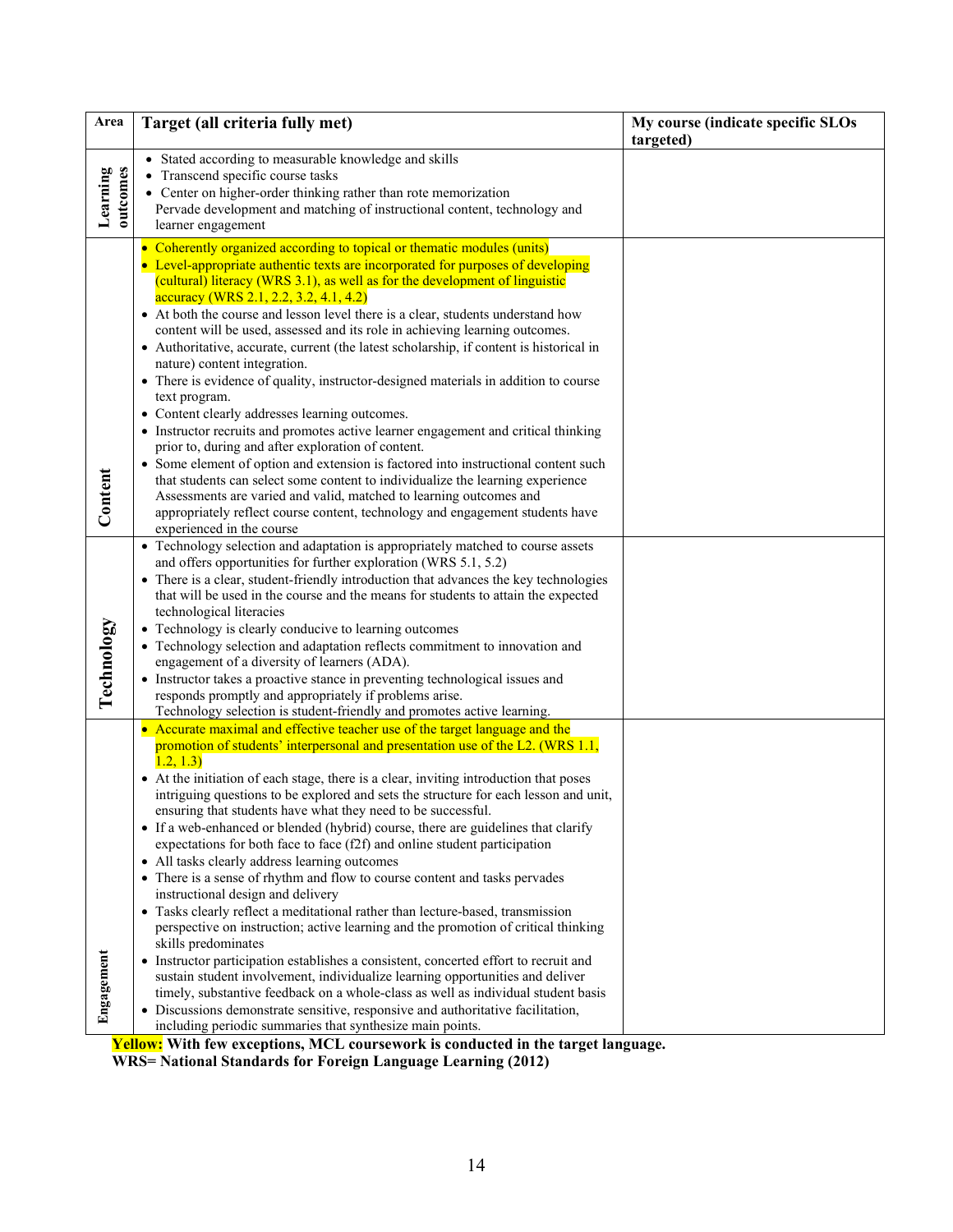| Area | Target (all criteria fully met) | My course (indicate specific SLOs targeted) |
|---|---|---|
| Learning outcomes | • Stated according to measurable knowledge and skills<br>• Transcend specific course tasks<br>• Center on higher-order thinking rather than rote memorization<br>Pervade development and matching of instructional content, technology and learner engagement | |
| Content | • Coherently organized according to topical or thematic modules (units)<br>• Level-appropriate authentic texts are incorporated for purposes of developing (cultural) literacy (WRS 3.1), as well as for the development of linguistic accuracy (WRS 2.1, 2.2, 3.2, 4.1, 4.2)<br>• At both the course and lesson level there is a clear, students understand how content will be used, assessed and its role in achieving learning outcomes.<br>• Authoritative, accurate, current (the latest scholarship, if content is historical in nature) content integration.<br>• There is evidence of quality, instructor-designed materials in addition to course text program.<br>• Content clearly addresses learning outcomes.<br>• Instructor recruits and promotes active learner engagement and critical thinking prior to, during and after exploration of content.<br>• Some element of option and extension is factored into instructional content such that students can select some content to individualize the learning experience<br>Assessments are varied and valid, matched to learning outcomes and appropriately reflect course content, technology and engagement students have experienced in the course | |
| Technology | • Technology selection and adaptation is appropriately matched to course assets and offers opportunities for further exploration (WRS 5.1, 5.2)<br>• There is a clear, student-friendly introduction that advances the key technologies that will be used in the course and the means for students to attain the expected technological literacies<br>• Technology is clearly conducive to learning outcomes<br>• Technology selection and adaptation reflects commitment to innovation and engagement of a diversity of learners (ADA).<br>• Instructor takes a proactive stance in preventing technological issues and responds promptly and appropriately if problems arise.<br>Technology selection is student-friendly and promotes active learning. | |
| Engagement | • Accurate maximal and effective teacher use of the target language and the promotion of students' interpersonal and presentation use of the L2. (WRS 1.1, 1.2, 1.3)<br>• At the initiation of each stage, there is a clear, inviting introduction that poses intriguing questions to be explored and sets the structure for each lesson and unit, ensuring that students have what they need to be successful.<br>• If a web-enhanced or blended (hybrid) course, there are guidelines that clarify expectations for both face to face (f2f) and online student participation<br>• All tasks clearly address learning outcomes<br>• There is a sense of rhythm and flow to course content and tasks pervades instructional design and delivery<br>• Tasks clearly reflect a meditational rather than lecture-based, transmission perspective on instruction; active learning and the promotion of critical thinking skills predominates<br>• Instructor participation establishes a consistent, concerted effort to recruit and sustain student involvement, individualize learning opportunities and deliver timely, substantive feedback on a whole-class as well as individual student basis<br>• Discussions demonstrate sensitive, responsive and authoritative facilitation, including periodic summaries that synthesize main points. | |

**Yellow: With few exceptions, MCL coursework is conducted in the target language.**
**WRS= National Standards for Foreign Language Learning (2012)**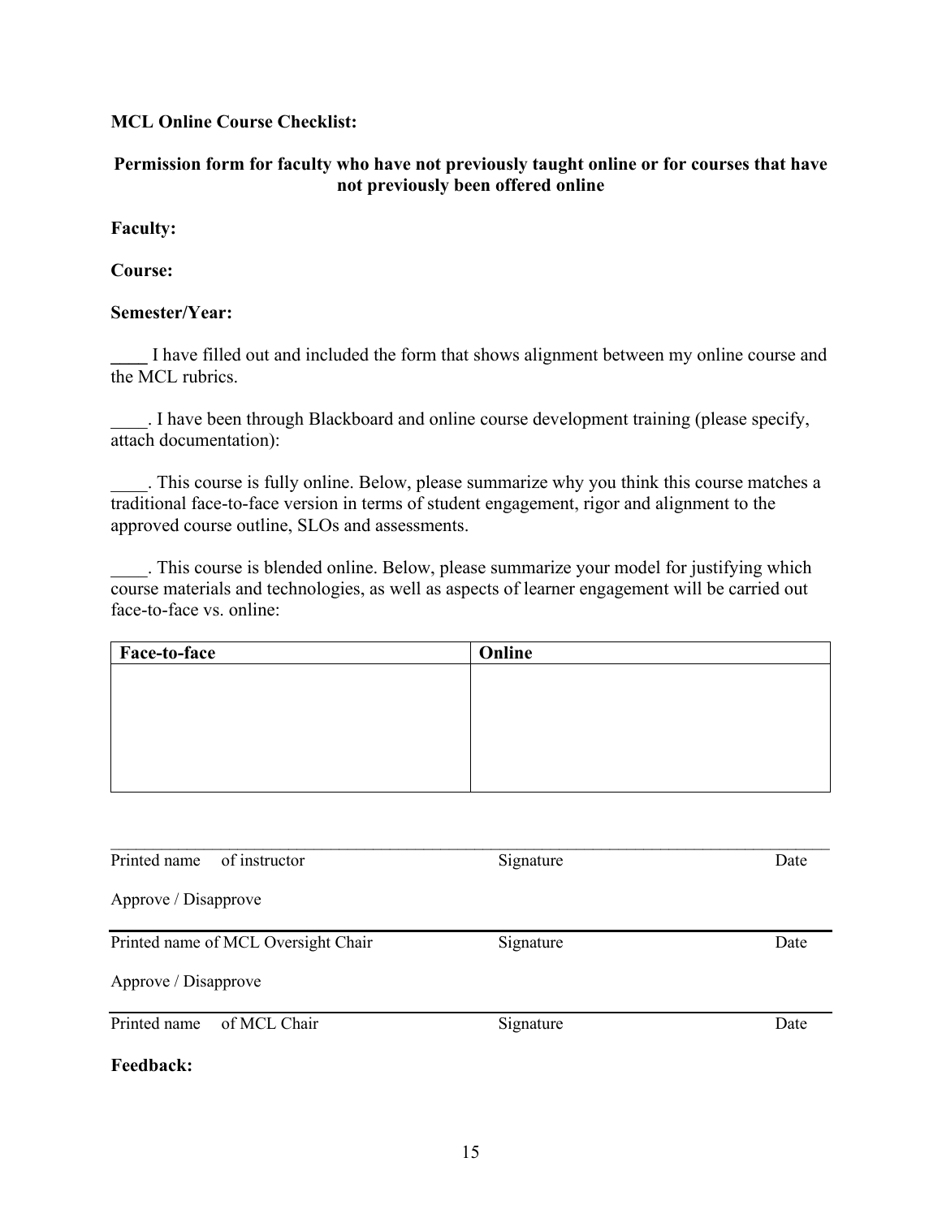**MCL Online Course Checklist:**

**Permission form for faculty who have not previously taught online or for courses that have not previously been offered online**

**Faculty:**

**Course:**

**Semester/Year:**

____ I have filled out and included the form that shows alignment between my online course and the MCL rubrics.

____. I have been through Blackboard and online course development training (please specify, attach documentation):

____. This course is fully online. Below, please summarize why you think this course matches a traditional face-to-face version in terms of student engagement, rigor and alignment to the approved course outline, SLOs and assessments.

____. This course is blended online. Below, please summarize your model for justifying which course materials and technologies, as well as aspects of learner engagement will be carried out face-to-face vs. online:

| Face-to-face | Online |
| --- | --- |
| | |

______________________________________________________________________________

Printed name of instructor | Signature | Date

Approve / Disapprove

______________________________________________________________________________

Printed name of MCL Oversight Chair | Signature | Date

Approve / Disapprove

______________________________________________________________________________

Printed name of MCL Chair | Signature | Date

**Feedback:**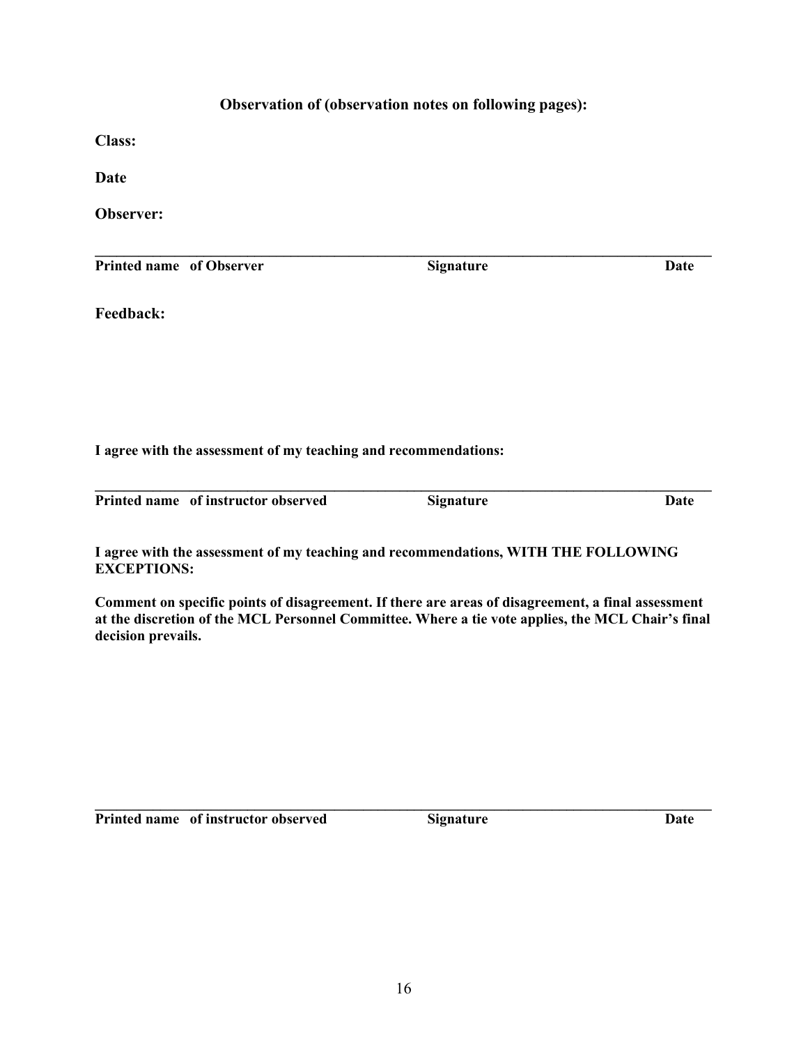**Observation of (observation notes on following pages):**

**Class:**

**Date**

**Observer:**

______________________________________________________________________________

**Printed name of Observer** **Signature** **Date**

**Feedback:**

**I agree with the assessment of my teaching and recommendations:**

______________________________________________________________________________

**Printed name of instructor observed** **Signature** **Date**

**I agree with the assessment of my teaching and recommendations, WITH THE FOLLOWING EXCEPTIONS:**

**Comment on specific points of disagreement. If there are areas of disagreement, a final assessment at the discretion of the MCL Personnel Committee. Where a tie vote applies, the MCL Chair's final decision prevails.**

______________________________________________________________________________

**Printed name of instructor observed** **Signature** **Date**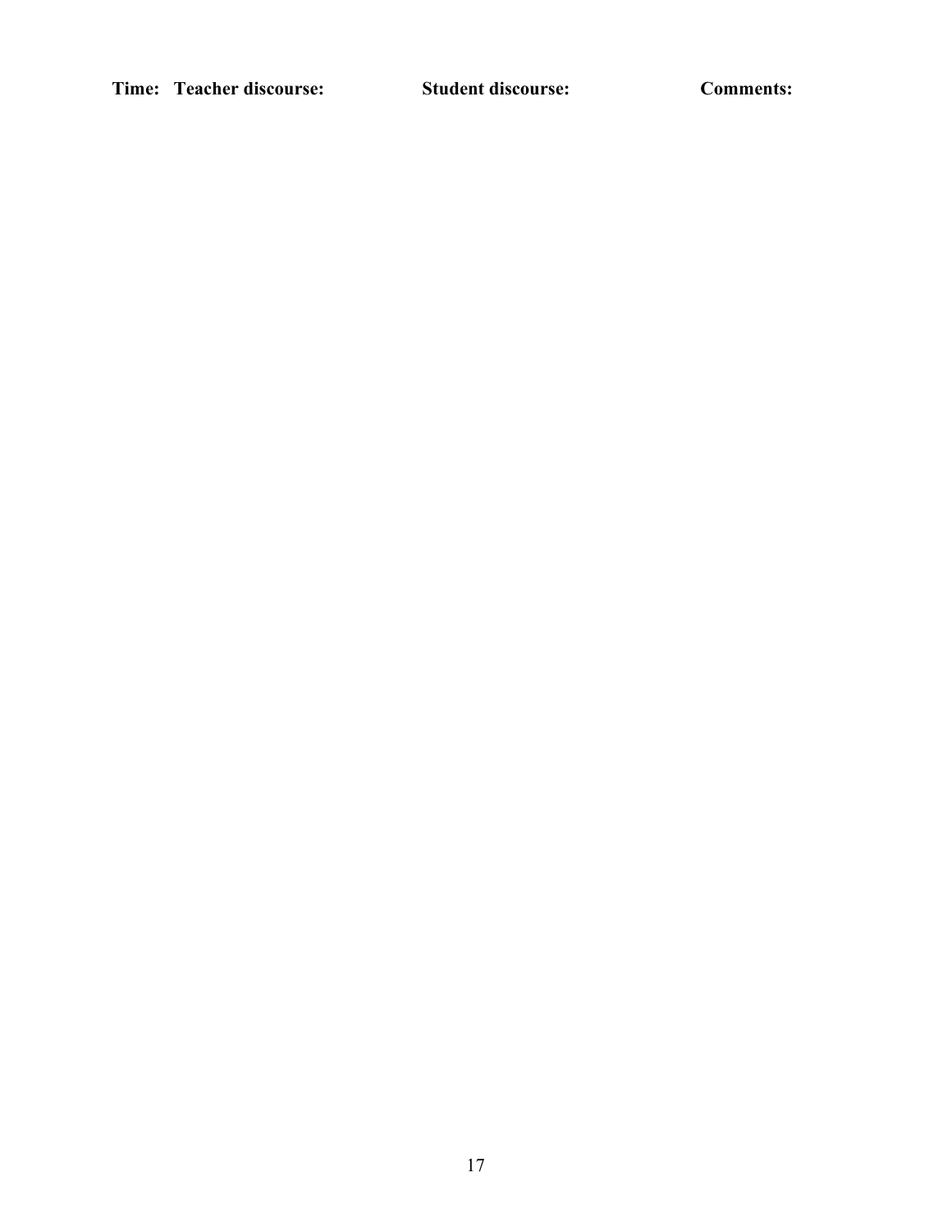| Time: | Teacher discourse: | Student discourse: | Comments: |
| --- | --- | --- | --- |